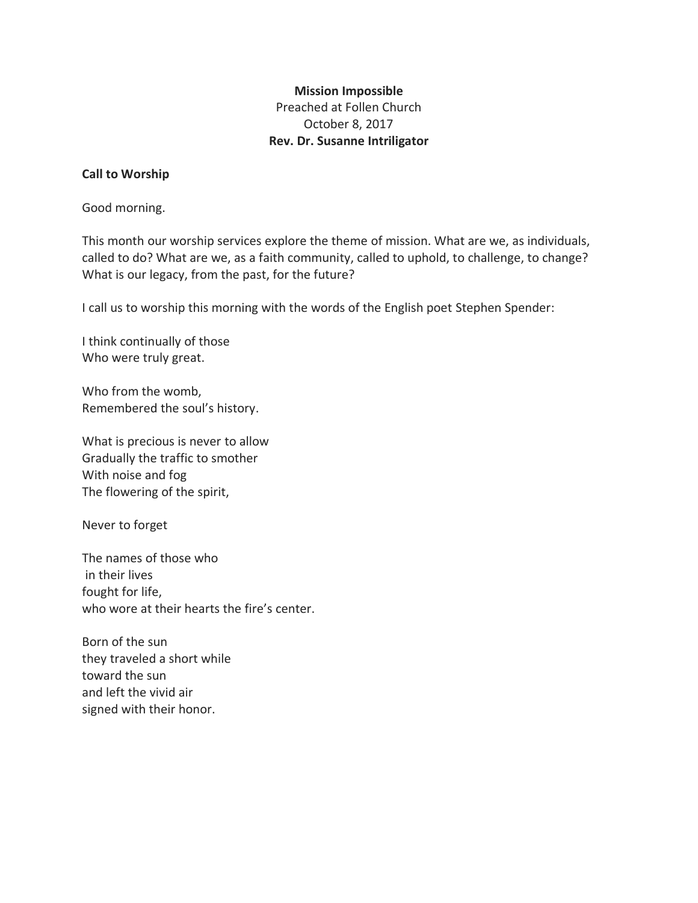**Mission Impossible**
Preached at Follen Church
October 8, 2017
**Rev. Dr. Susanne Intriligator**

**Call to Worship**

Good morning.

This month our worship services explore the theme of mission. What are we, as individuals, called to do? What are we, as a faith community, called to uphold, to challenge, to change? What is our legacy, from the past, for the future?

I call us to worship this morning with the words of the English poet Stephen Spender:

I think continually of those
Who were truly great.

Who from the womb,
Remembered the soul's history.

What is precious is never to allow
Gradually the traffic to smother
With noise and fog
The flowering of the spirit,

Never to forget

The names of those who
in their lives
fought for life,
who wore at their hearts the fire's center.

Born of the sun
they traveled a short while
toward the sun
and left the vivid air
signed with their honor.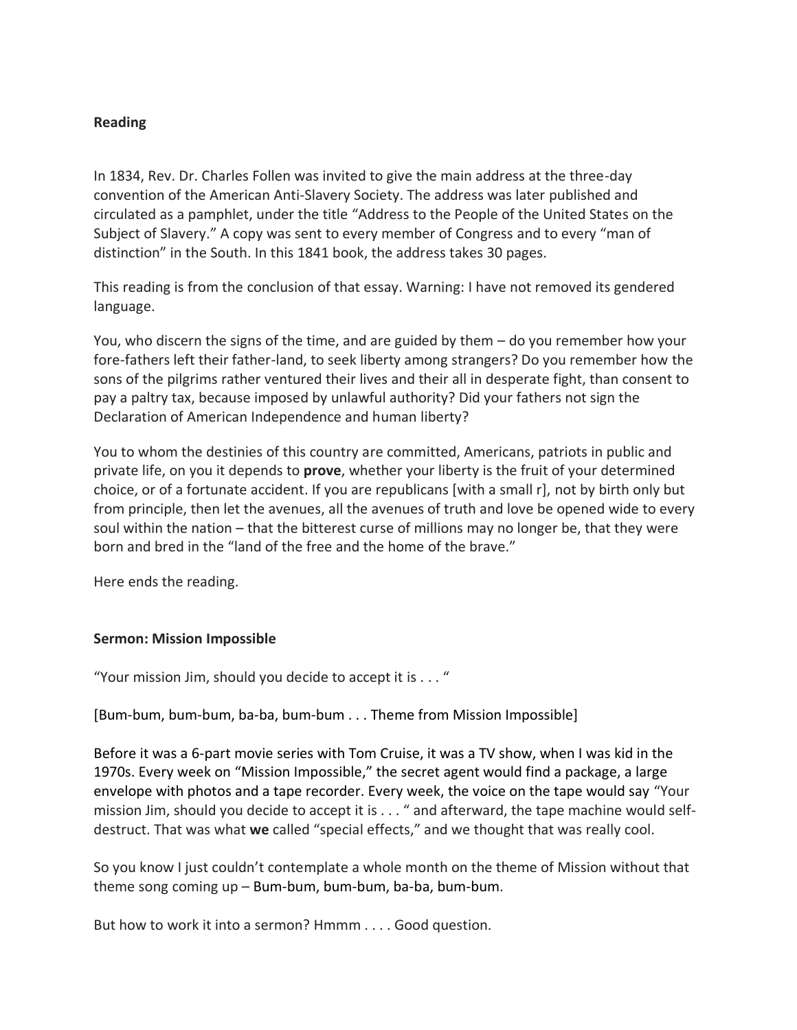**Reading**

In 1834, Rev. Dr. Charles Follen was invited to give the main address at the three-day convention of the American Anti-Slavery Society. The address was later published and circulated as a pamphlet, under the title "Address to the People of the United States on the Subject of Slavery." A copy was sent to every member of Congress and to every "man of distinction" in the South. In this 1841 book, the address takes 30 pages.

This reading is from the conclusion of that essay. Warning: I have not removed its gendered language.

You, who discern the signs of the time, and are guided by them – do you remember how your fore-fathers left their father-land, to seek liberty among strangers? Do you remember how the sons of the pilgrims rather ventured their lives and their all in desperate fight, than consent to pay a paltry tax, because imposed by unlawful authority? Did your fathers not sign the Declaration of American Independence and human liberty?

You to whom the destinies of this country are committed, Americans, patriots in public and private life, on you it depends to **prove**, whether your liberty is the fruit of your determined choice, or of a fortunate accident. If you are republicans [with a small r], not by birth only but from principle, then let the avenues, all the avenues of truth and love be opened wide to every soul within the nation – that the bitterest curse of millions may no longer be, that they were born and bred in the "land of the free and the home of the brave."

Here ends the reading.

**Sermon: Mission Impossible**

"Your mission Jim, should you decide to accept it is . . . "

[Bum-bum, bum-bum, ba-ba, bum-bum . . . Theme from Mission Impossible]

Before it was a 6-part movie series with Tom Cruise, it was a TV show, when I was kid in the 1970s. Every week on "Mission Impossible," the secret agent would find a package, a large envelope with photos and a tape recorder. Every week, the voice on the tape would say "Your mission Jim, should you decide to accept it is . . . " and afterward, the tape machine would self-destruct. That was what **we** called "special effects," and we thought that was really cool.

So you know I just couldn't contemplate a whole month on the theme of Mission without that theme song coming up – Bum-bum, bum-bum, ba-ba, bum-bum.

But how to work it into a sermon? Hmmm . . . . Good question.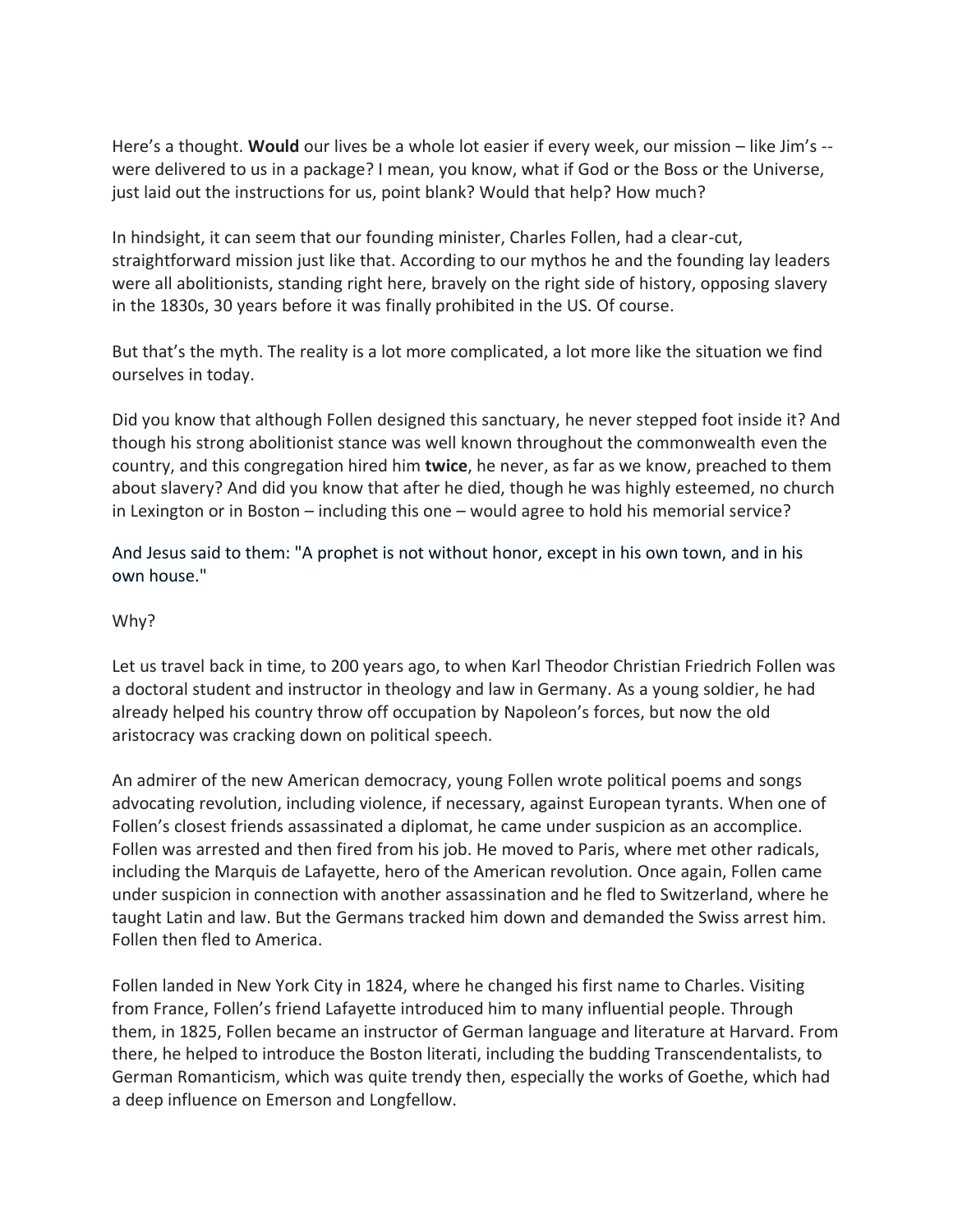Here's a thought. **Would** our lives be a whole lot easier if every week, our mission – like Jim's -- were delivered to us in a package? I mean, you know, what if God or the Boss or the Universe, just laid out the instructions for us, point blank? Would that help? How much?

In hindsight, it can seem that our founding minister, Charles Follen, had a clear-cut, straightforward mission just like that. According to our mythos he and the founding lay leaders were all abolitionists, standing right here, bravely on the right side of history, opposing slavery in the 1830s, 30 years before it was finally prohibited in the US. Of course.

But that's the myth. The reality is a lot more complicated, a lot more like the situation we find ourselves in today.

Did you know that although Follen designed this sanctuary, he never stepped foot inside it? And though his strong abolitionist stance was well known throughout the commonwealth even the country, and this congregation hired him **twice**, he never, as far as we know, preached to them about slavery? And did you know that after he died, though he was highly esteemed, no church in Lexington or in Boston – including this one – would agree to hold his memorial service?

And Jesus said to them: "A prophet is not without honor, except in his own town, and in his own house."

Why?

Let us travel back in time, to 200 years ago, to when Karl Theodor Christian Friedrich Follen was a doctoral student and instructor in theology and law in Germany. As a young soldier, he had already helped his country throw off occupation by Napoleon's forces, but now the old aristocracy was cracking down on political speech.

An admirer of the new American democracy, young Follen wrote political poems and songs advocating revolution, including violence, if necessary, against European tyrants. When one of Follen's closest friends assassinated a diplomat, he came under suspicion as an accomplice. Follen was arrested and then fired from his job. He moved to Paris, where met other radicals, including the Marquis de Lafayette, hero of the American revolution. Once again, Follen came under suspicion in connection with another assassination and he fled to Switzerland, where he taught Latin and law. But the Germans tracked him down and demanded the Swiss arrest him. Follen then fled to America.

Follen landed in New York City in 1824, where he changed his first name to Charles. Visiting from France, Follen's friend Lafayette introduced him to many influential people. Through them, in 1825, Follen became an instructor of German language and literature at Harvard. From there, he helped to introduce the Boston literati, including the budding Transcendentalists, to German Romanticism, which was quite trendy then, especially the works of Goethe, which had a deep influence on Emerson and Longfellow.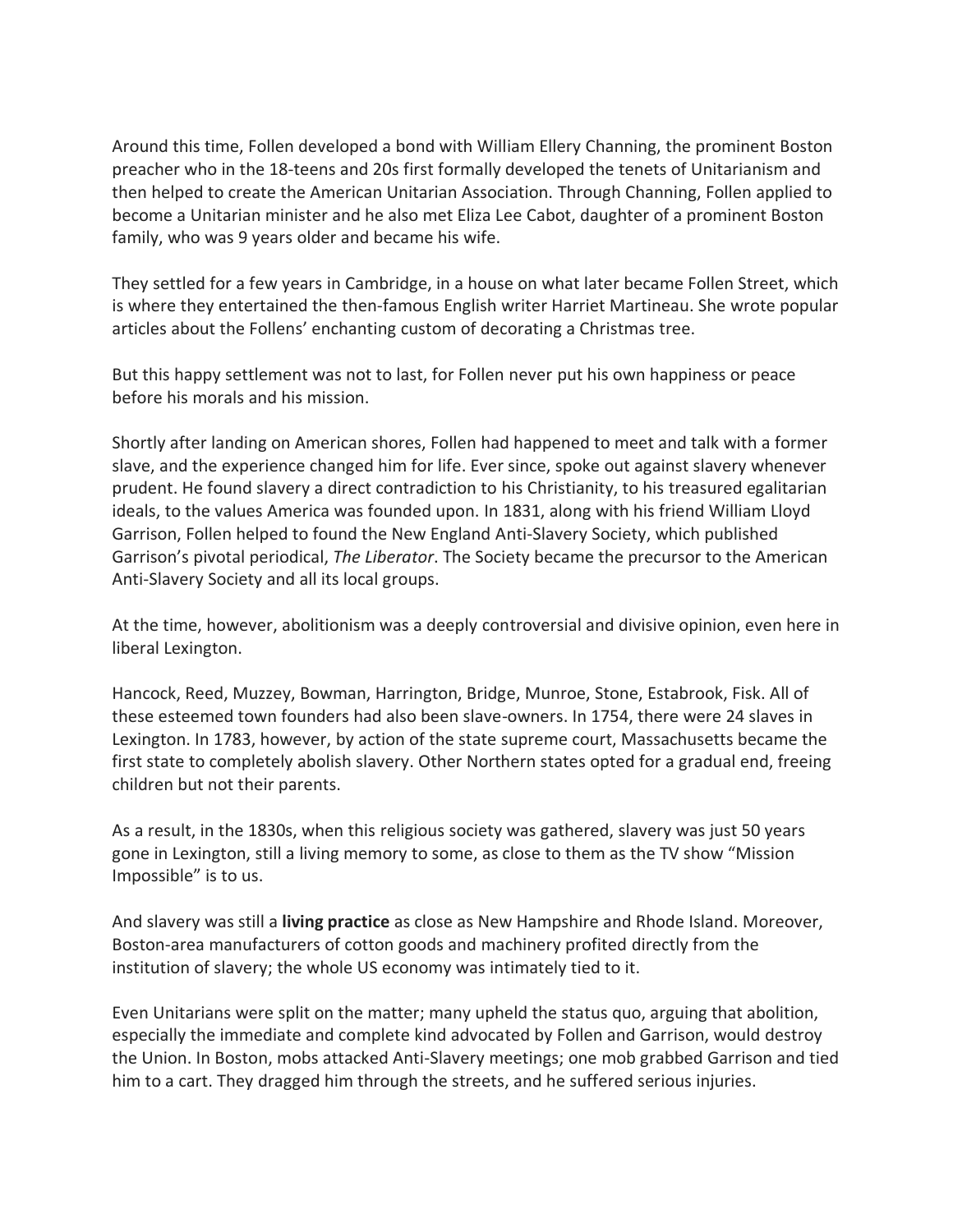Around this time, Follen developed a bond with William Ellery Channing, the prominent Boston preacher who in the 18-teens and 20s first formally developed the tenets of Unitarianism and then helped to create the American Unitarian Association. Through Channing, Follen applied to become a Unitarian minister and he also met Eliza Lee Cabot, daughter of a prominent Boston family, who was 9 years older and became his wife.

They settled for a few years in Cambridge, in a house on what later became Follen Street, which is where they entertained the then-famous English writer Harriet Martineau. She wrote popular articles about the Follens' enchanting custom of decorating a Christmas tree.

But this happy settlement was not to last, for Follen never put his own happiness or peace before his morals and his mission.

Shortly after landing on American shores, Follen had happened to meet and talk with a former slave, and the experience changed him for life. Ever since, spoke out against slavery whenever prudent. He found slavery a direct contradiction to his Christianity, to his treasured egalitarian ideals, to the values America was founded upon. In 1831, along with his friend William Lloyd Garrison, Follen helped to found the New England Anti-Slavery Society, which published Garrison's pivotal periodical, *The Liberator*. The Society became the precursor to the American Anti-Slavery Society and all its local groups.

At the time, however, abolitionism was a deeply controversial and divisive opinion, even here in liberal Lexington.

Hancock, Reed, Muzzey, Bowman, Harrington, Bridge, Munroe, Stone, Estabrook, Fisk. All of these esteemed town founders had also been slave-owners. In 1754, there were 24 slaves in Lexington. In 1783, however, by action of the state supreme court, Massachusetts became the first state to completely abolish slavery. Other Northern states opted for a gradual end, freeing children but not their parents.

As a result, in the 1830s, when this religious society was gathered, slavery was just 50 years gone in Lexington, still a living memory to some, as close to them as the TV show "Mission Impossible" is to us.

And slavery was still a **living practice** as close as New Hampshire and Rhode Island. Moreover, Boston-area manufacturers of cotton goods and machinery profited directly from the institution of slavery; the whole US economy was intimately tied to it.

Even Unitarians were split on the matter; many upheld the status quo, arguing that abolition, especially the immediate and complete kind advocated by Follen and Garrison, would destroy the Union. In Boston, mobs attacked Anti-Slavery meetings; one mob grabbed Garrison and tied him to a cart. They dragged him through the streets, and he suffered serious injuries.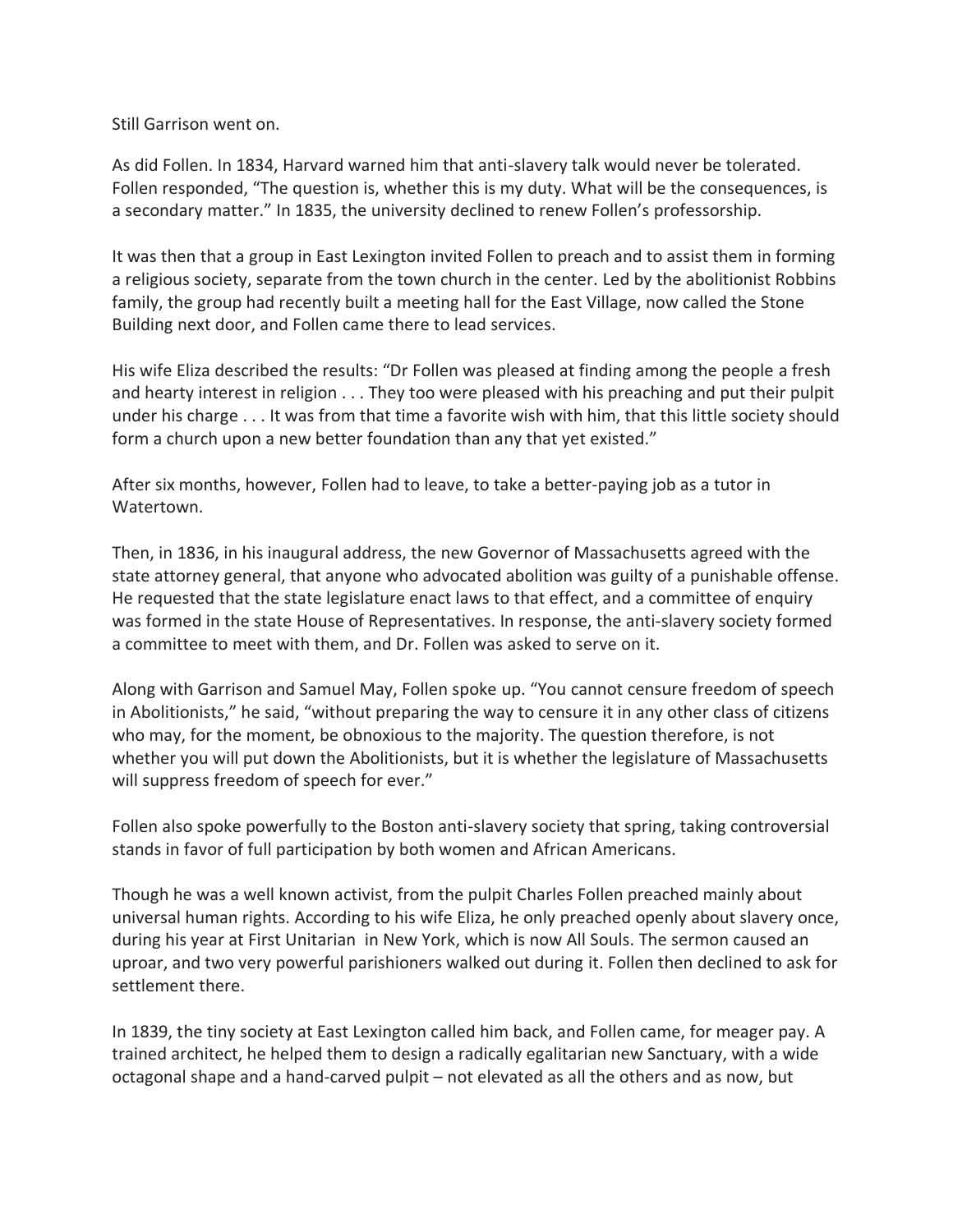Still Garrison went on.

As did Follen. In 1834, Harvard warned him that anti-slavery talk would never be tolerated. Follen responded, “The question is, whether this is my duty. What will be the consequences, is a secondary matter.” In 1835, the university declined to renew Follen’s professorship.

It was then that a group in East Lexington invited Follen to preach and to assist them in forming a religious society, separate from the town church in the center. Led by the abolitionist Robbins family, the group had recently built a meeting hall for the East Village, now called the Stone Building next door, and Follen came there to lead services.

His wife Eliza described the results: “Dr Follen was pleased at finding among the people a fresh and hearty interest in religion . . . They too were pleased with his preaching and put their pulpit under his charge . . . It was from that time a favorite wish with him, that this little society should form a church upon a new better foundation than any that yet existed.”

After six months, however, Follen had to leave, to take a better-paying job as a tutor in Watertown.

Then, in 1836, in his inaugural address, the new Governor of Massachusetts agreed with the state attorney general, that anyone who advocated abolition was guilty of a punishable offense. He requested that the state legislature enact laws to that effect, and a committee of enquiry was formed in the state House of Representatives. In response, the anti-slavery society formed a committee to meet with them, and Dr. Follen was asked to serve on it.

Along with Garrison and Samuel May, Follen spoke up. “You cannot censure freedom of speech in Abolitionists,” he said, “without preparing the way to censure it in any other class of citizens who may, for the moment, be obnoxious to the majority. The question therefore, is not whether you will put down the Abolitionists, but it is whether the legislature of Massachusetts will suppress freedom of speech for ever.”

Follen also spoke powerfully to the Boston anti-slavery society that spring, taking controversial stands in favor of full participation by both women and African Americans.

Though he was a well known activist, from the pulpit Charles Follen preached mainly about universal human rights. According to his wife Eliza, he only preached openly about slavery once, during his year at First Unitarian in New York, which is now All Souls. The sermon caused an uproar, and two very powerful parishioners walked out during it. Follen then declined to ask for settlement there.

In 1839, the tiny society at East Lexington called him back, and Follen came, for meager pay. A trained architect, he helped them to design a radically egalitarian new Sanctuary, with a wide octagonal shape and a hand-carved pulpit – not elevated as all the others and as now, but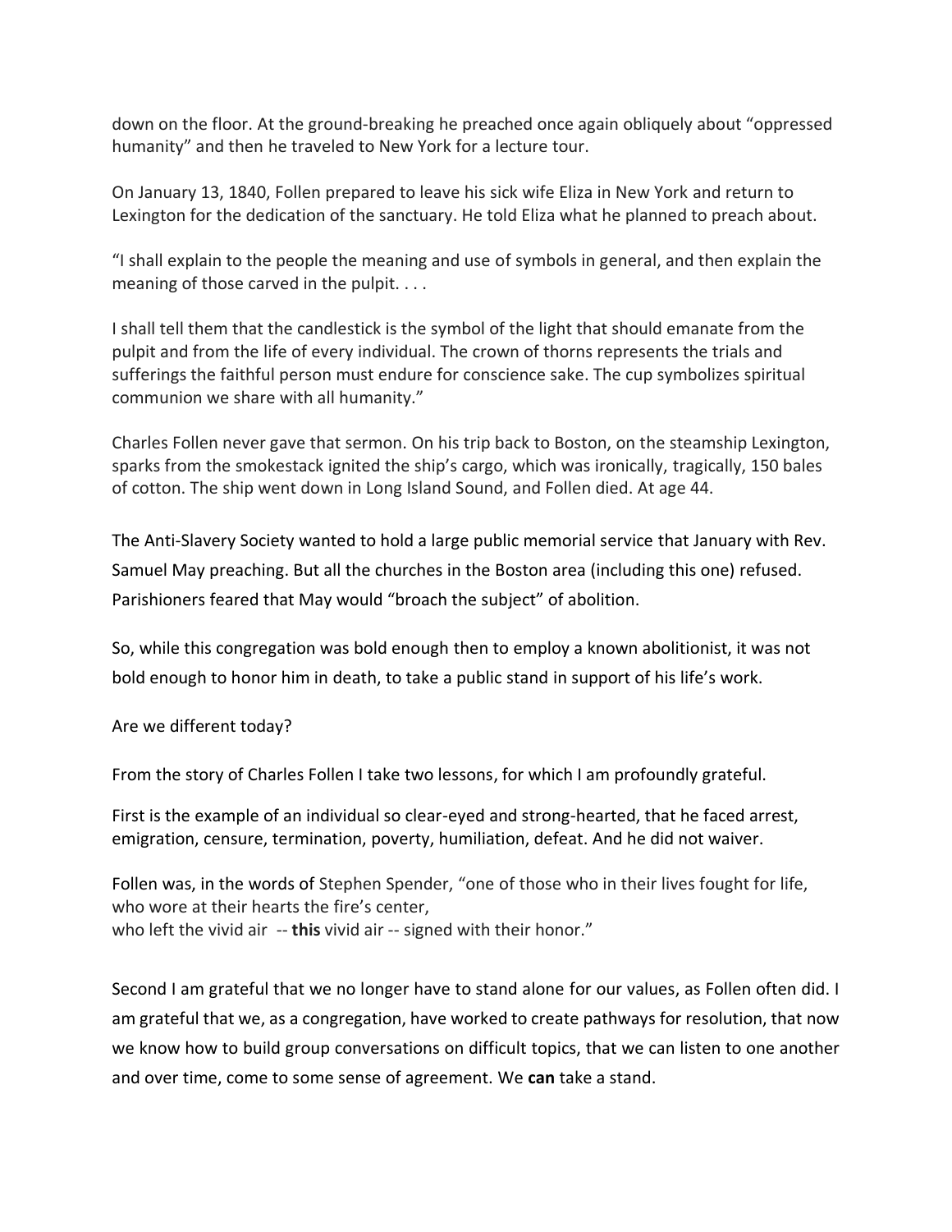down on the floor. At the ground-breaking he preached once again obliquely about "oppressed humanity" and then he traveled to New York for a lecture tour.

On January 13, 1840, Follen prepared to leave his sick wife Eliza in New York and return to Lexington for the dedication of the sanctuary. He told Eliza what he planned to preach about.

"I shall explain to the people the meaning and use of symbols in general, and then explain the meaning of those carved in the pulpit. . . .

I shall tell them that the candlestick is the symbol of the light that should emanate from the pulpit and from the life of every individual. The crown of thorns represents the trials and sufferings the faithful person must endure for conscience sake. The cup symbolizes spiritual communion we share with all humanity."

Charles Follen never gave that sermon. On his trip back to Boston, on the steamship Lexington, sparks from the smokestack ignited the ship's cargo, which was ironically, tragically, 150 bales of cotton. The ship went down in Long Island Sound, and Follen died. At age 44.

The Anti-Slavery Society wanted to hold a large public memorial service that January with Rev. Samuel May preaching. But all the churches in the Boston area (including this one) refused. Parishioners feared that May would "broach the subject" of abolition.

So, while this congregation was bold enough then to employ a known abolitionist, it was not bold enough to honor him in death, to take a public stand in support of his life's work.

Are we different today?

From the story of Charles Follen I take two lessons, for which I am profoundly grateful.

First is the example of an individual so clear-eyed and strong-hearted, that he faced arrest, emigration, censure, termination, poverty, humiliation, defeat. And he did not waiver.

Follen was, in the words of Stephen Spender, "one of those who in their lives fought for life,
who wore at their hearts the fire's center,
who left the vivid air -- **this** vivid air -- signed with their honor."

Second I am grateful that we no longer have to stand alone for our values, as Follen often did. I am grateful that we, as a congregation, have worked to create pathways for resolution, that now we know how to build group conversations on difficult topics, that we can listen to one another and over time, come to some sense of agreement. We **can** take a stand.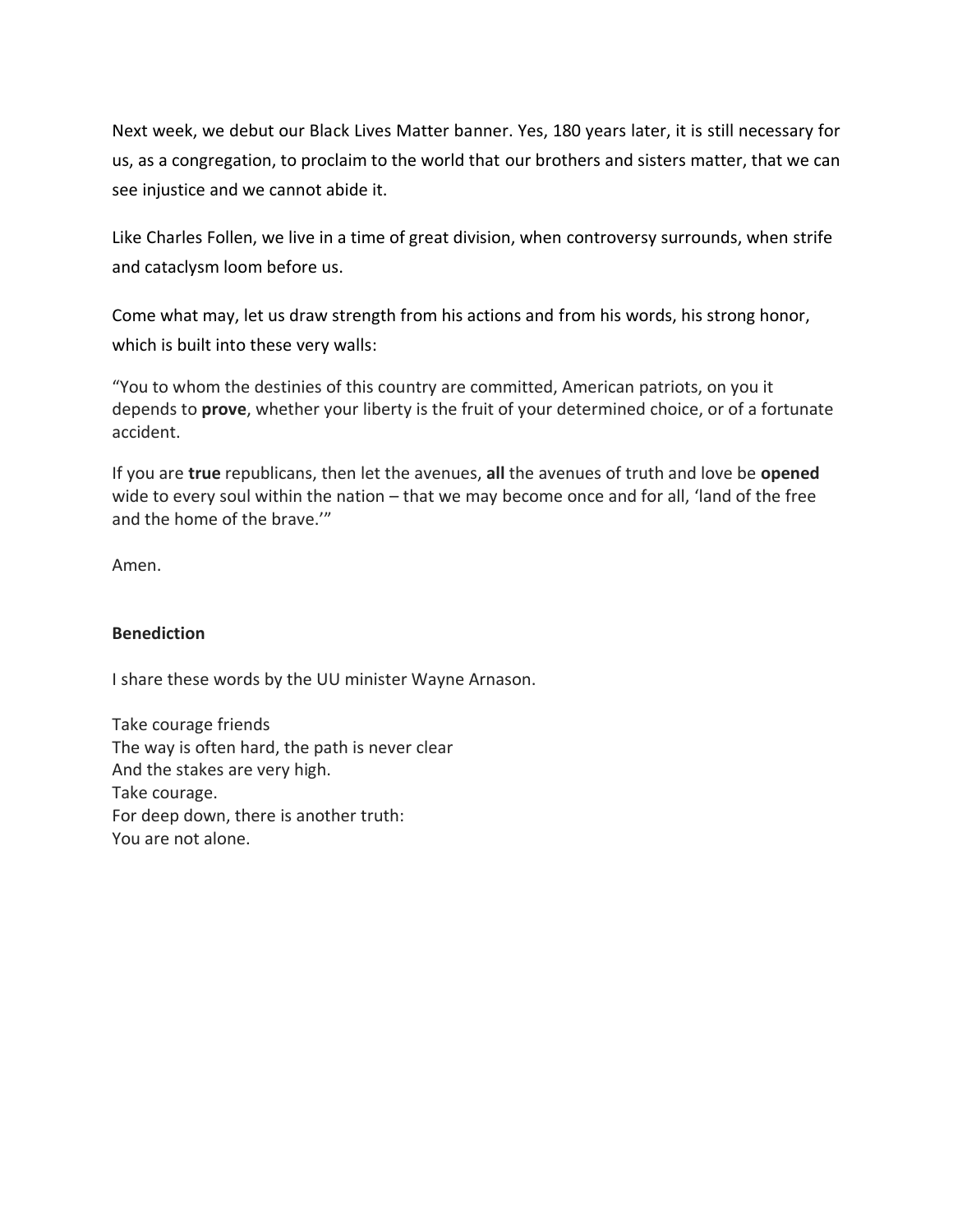Next week, we debut our Black Lives Matter banner. Yes, 180 years later, it is still necessary for us, as a congregation, to proclaim to the world that our brothers and sisters matter, that we can see injustice and we cannot abide it.

Like Charles Follen, we live in a time of great division, when controversy surrounds, when strife and cataclysm loom before us.

Come what may, let us draw strength from his actions and from his words, his strong honor, which is built into these very walls:

"You to whom the destinies of this country are committed, American patriots, on you it depends to **prove**, whether your liberty is the fruit of your determined choice, or of a fortunate accident.

If you are **true** republicans, then let the avenues, **all** the avenues of truth and love be **opened** wide to every soul within the nation – that we may become once and for all, 'land of the free and the home of the brave.'"

Amen.

**Benediction**

I share these words by the UU minister Wayne Arnason.

Take courage friends  
The way is often hard, the path is never clear  
And the stakes are very high.  
Take courage.  
For deep down, there is another truth:  
You are not alone.